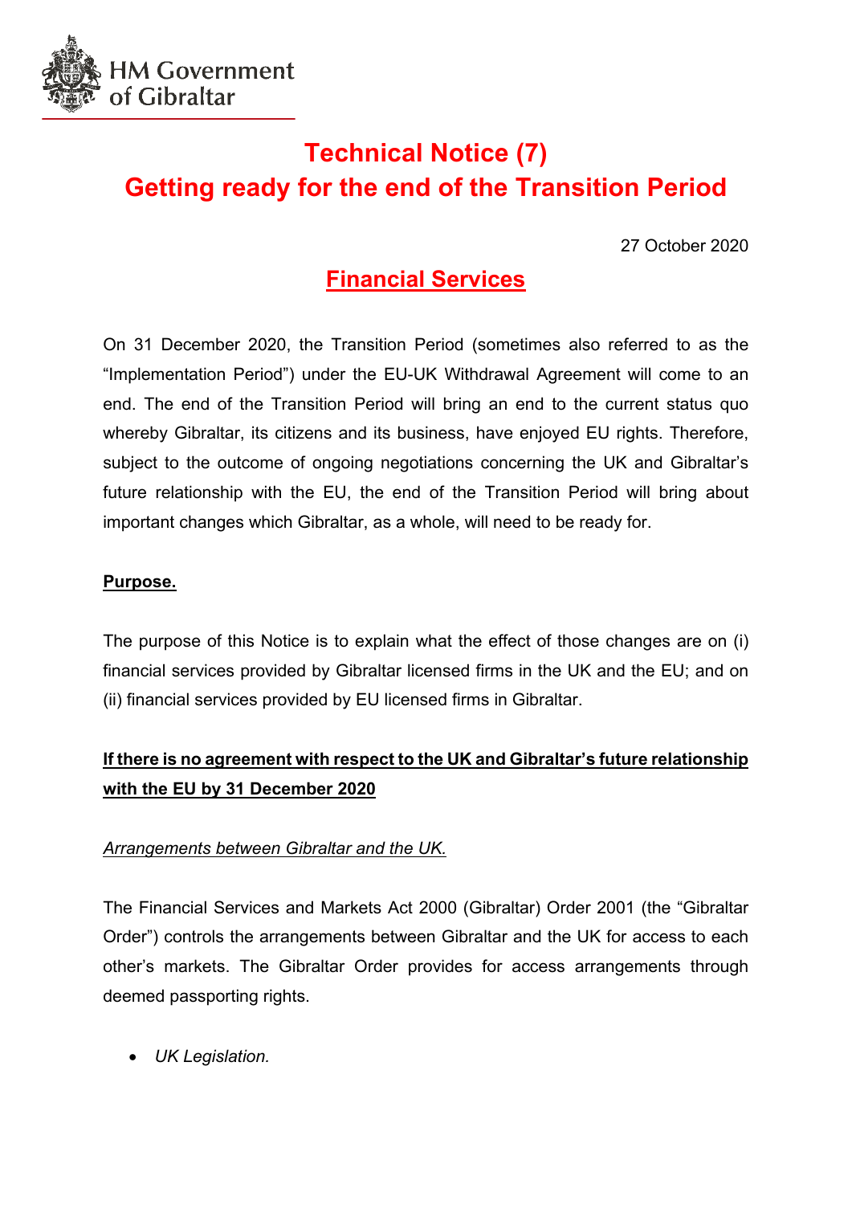HM Government of Gibraltar

# Technical Notice (7)
# Getting ready for the end of the Transition Period

27 October 2020

## Financial Services

On 31 December 2020, the Transition Period (sometimes also referred to as the "Implementation Period") under the EU-UK Withdrawal Agreement will come to an end. The end of the Transition Period will bring an end to the current status quo whereby Gibraltar, its citizens and its business, have enjoyed EU rights. Therefore, subject to the outcome of ongoing negotiations concerning the UK and Gibraltar's future relationship with the EU, the end of the Transition Period will bring about important changes which Gibraltar, as a whole, will need to be ready for.

**Purpose.**

The purpose of this Notice is to explain what the effect of those changes are on (i) financial services provided by Gibraltar licensed firms in the UK and the EU; and on (ii) financial services provided by EU licensed firms in Gibraltar.

**If there is no agreement with respect to the UK and Gibraltar's future relationship with the EU by 31 December 2020**

*Arrangements between Gibraltar and the UK.*

The Financial Services and Markets Act 2000 (Gibraltar) Order 2001 (the "Gibraltar Order") controls the arrangements between Gibraltar and the UK for access to each other's markets. The Gibraltar Order provides for access arrangements through deemed passporting rights.

- *UK Legislation.*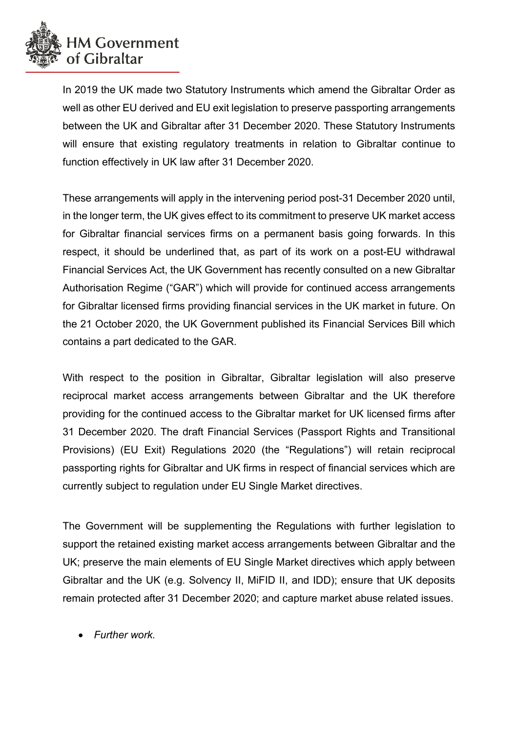In 2019 the UK made two Statutory Instruments which amend the Gibraltar Order as well as other EU derived and EU exit legislation to preserve passporting arrangements between the UK and Gibraltar after 31 December 2020. These Statutory Instruments will ensure that existing regulatory treatments in relation to Gibraltar continue to function effectively in UK law after 31 December 2020.

These arrangements will apply in the intervening period post-31 December 2020 until, in the longer term, the UK gives effect to its commitment to preserve UK market access for Gibraltar financial services firms on a permanent basis going forwards. In this respect, it should be underlined that, as part of its work on a post-EU withdrawal Financial Services Act, the UK Government has recently consulted on a new Gibraltar Authorisation Regime ("GAR") which will provide for continued access arrangements for Gibraltar licensed firms providing financial services in the UK market in future. On the 21 October 2020, the UK Government published its Financial Services Bill which contains a part dedicated to the GAR.

With respect to the position in Gibraltar, Gibraltar legislation will also preserve reciprocal market access arrangements between Gibraltar and the UK therefore providing for the continued access to the Gibraltar market for UK licensed firms after 31 December 2020. The draft Financial Services (Passport Rights and Transitional Provisions) (EU Exit) Regulations 2020 (the "Regulations") will retain reciprocal passporting rights for Gibraltar and UK firms in respect of financial services which are currently subject to regulation under EU Single Market directives.

The Government will be supplementing the Regulations with further legislation to support the retained existing market access arrangements between Gibraltar and the UK; preserve the main elements of EU Single Market directives which apply between Gibraltar and the UK (e.g. Solvency II, MiFID II, and IDD); ensure that UK deposits remain protected after 31 December 2020; and capture market abuse related issues.

- *Further work.*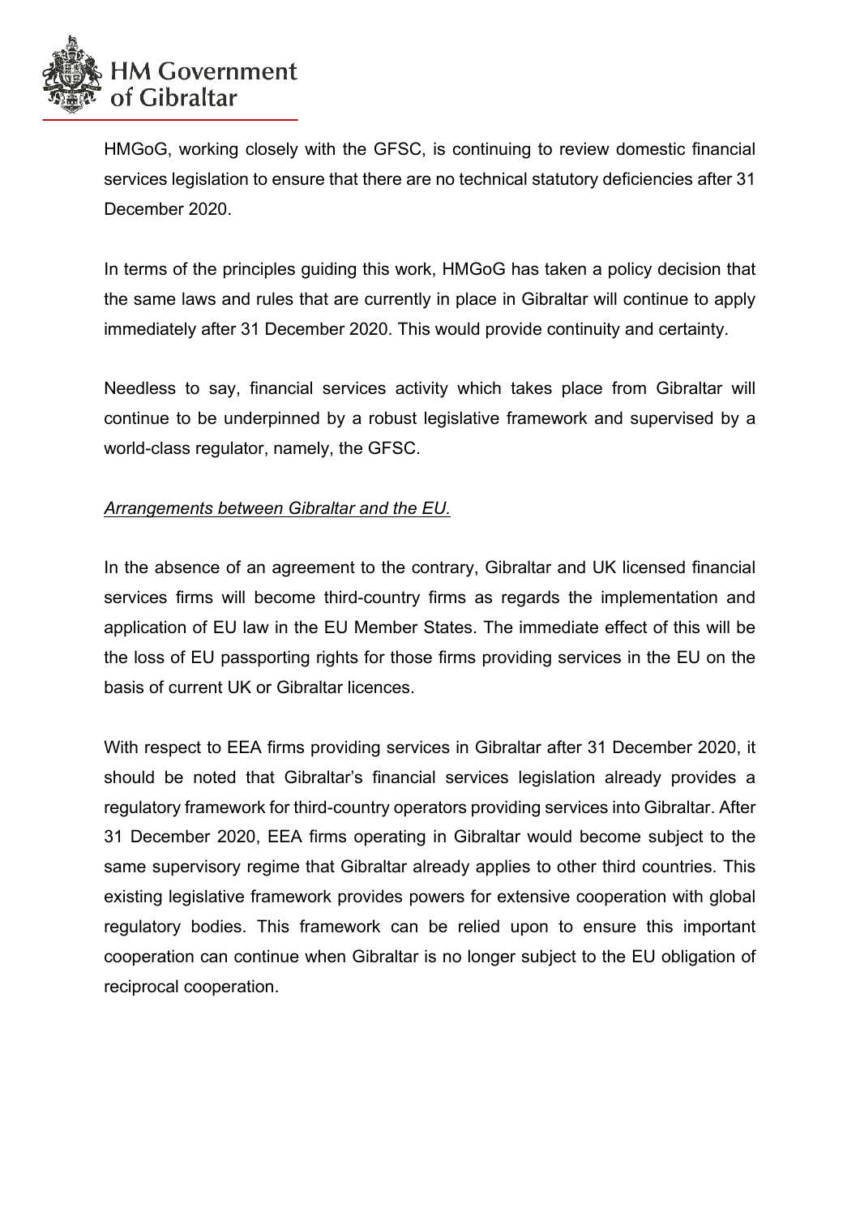HMGoG, working closely with the GFSC, is continuing to review domestic financial services legislation to ensure that there are no technical statutory deficiencies after 31 December 2020.

In terms of the principles guiding this work, HMGoG has taken a policy decision that the same laws and rules that are currently in place in Gibraltar will continue to apply immediately after 31 December 2020. This would provide continuity and certainty.

Needless to say, financial services activity which takes place from Gibraltar will continue to be underpinned by a robust legislative framework and supervised by a world-class regulator, namely, the GFSC.

*Arrangements between Gibraltar and the EU.*

In the absence of an agreement to the contrary, Gibraltar and UK licensed financial services firms will become third-country firms as regards the implementation and application of EU law in the EU Member States. The immediate effect of this will be the loss of EU passporting rights for those firms providing services in the EU on the basis of current UK or Gibraltar licences.

With respect to EEA firms providing services in Gibraltar after 31 December 2020, it should be noted that Gibraltar's financial services legislation already provides a regulatory framework for third-country operators providing services into Gibraltar. After 31 December 2020, EEA firms operating in Gibraltar would become subject to the same supervisory regime that Gibraltar already applies to other third countries. This existing legislative framework provides powers for extensive cooperation with global regulatory bodies. This framework can be relied upon to ensure this important cooperation can continue when Gibraltar is no longer subject to the EU obligation of reciprocal cooperation.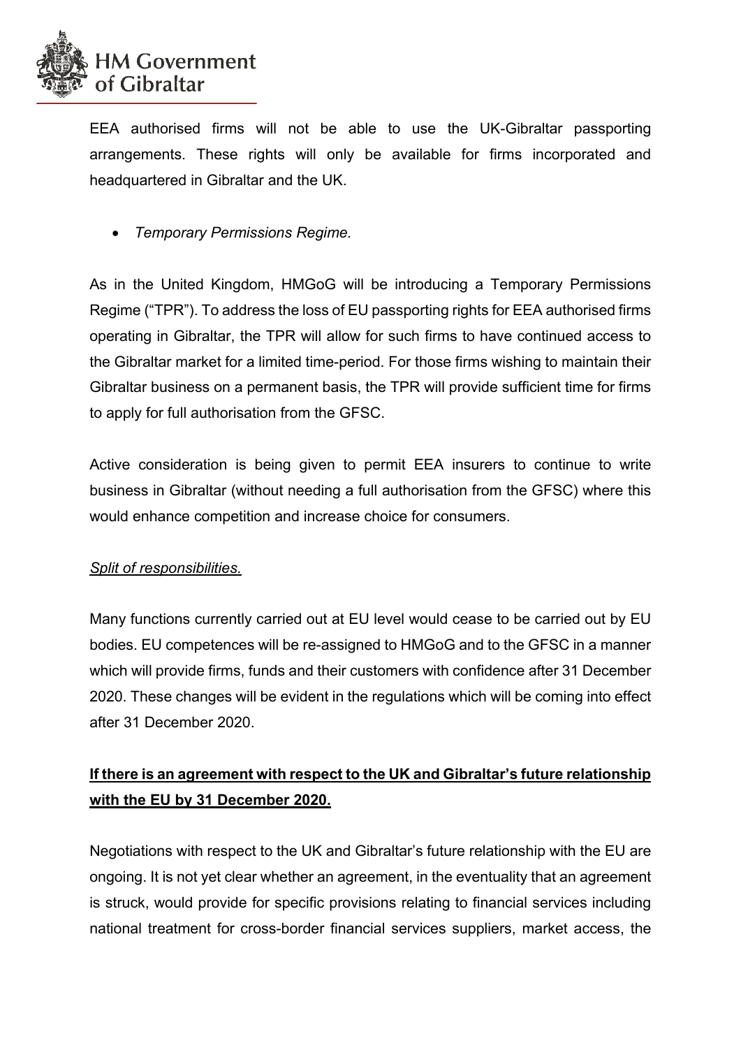EEA authorised firms will not be able to use the UK-Gibraltar passporting arrangements. These rights will only be available for firms incorporated and headquartered in Gibraltar and the UK.

- *Temporary Permissions Regime.*

As in the United Kingdom, HMGoG will be introducing a Temporary Permissions Regime ("TPR"). To address the loss of EU passporting rights for EEA authorised firms operating in Gibraltar, the TPR will allow for such firms to have continued access to the Gibraltar market for a limited time-period. For those firms wishing to maintain their Gibraltar business on a permanent basis, the TPR will provide sufficient time for firms to apply for full authorisation from the GFSC.

Active consideration is being given to permit EEA insurers to continue to write business in Gibraltar (without needing a full authorisation from the GFSC) where this would enhance competition and increase choice for consumers.

*Split of responsibilities.*

Many functions currently carried out at EU level would cease to be carried out by EU bodies. EU competences will be re-assigned to HMGoG and to the GFSC in a manner which will provide firms, funds and their customers with confidence after 31 December 2020. These changes will be evident in the regulations which will be coming into effect after 31 December 2020.

**If there is an agreement with respect to the UK and Gibraltar's future relationship with the EU by 31 December 2020.**

Negotiations with respect to the UK and Gibraltar's future relationship with the EU are ongoing. It is not yet clear whether an agreement, in the eventuality that an agreement is struck, would provide for specific provisions relating to financial services including national treatment for cross-border financial services suppliers, market access, the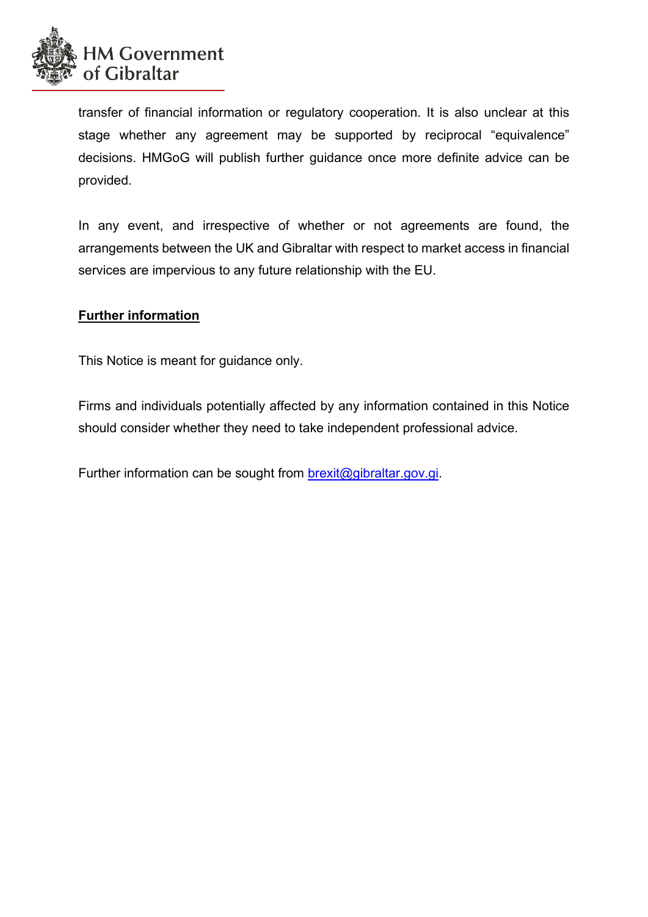transfer of financial information or regulatory cooperation. It is also unclear at this stage whether any agreement may be supported by reciprocal "equivalence" decisions. HMGoG will publish further guidance once more definite advice can be provided.

In any event, and irrespective of whether or not agreements are found, the arrangements between the UK and Gibraltar with respect to market access in financial services are impervious to any future relationship with the EU.

## Further information

This Notice is meant for guidance only.

Firms and individuals potentially affected by any information contained in this Notice should consider whether they need to take independent professional advice.

Further information can be sought from brexit@gibraltar.gov.gi.